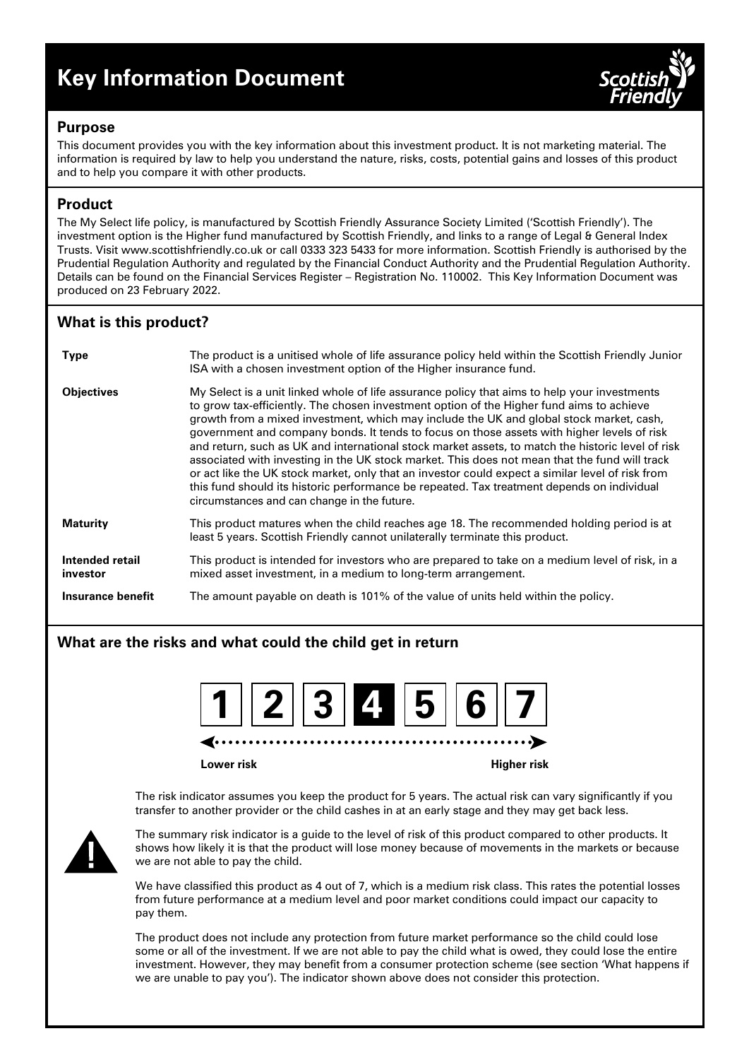# Key Information Document

## Purpose

This document provides you with the key information about this investment product. It is not marketing material. The information is required by law to help you understand the nature, risks, costs, potential gains and losses of this product and to help you compare it with other products.

## Product

The My Select life policy, is manufactured by Scottish Friendly Assurance Society Limited ('Scottish Friendly'). The investment option is the Higher fund manufactured by Scottish Friendly, and links to a range of Legal & General Index Trusts. Visit www.scottishfriendly.co.uk or call 0333 323 5433 for more information. Scottish Friendly is authorised by the Prudential Regulation Authority and regulated by the Financial Conduct Authority and the Prudential Regulation Authority. Details can be found on the Financial Services Register – Registration No. 110002. This Key Information Document was produced on 23 February 2022.

## What is this product?

| | |
|---|---|
| **Type** | The product is a unitised whole of life assurance policy held within the Scottish Friendly Junior ISA with a chosen investment option of the Higher insurance fund. |
| **Objectives** | My Select is a unit linked whole of life assurance policy that aims to help your investments to grow tax-efficiently. The chosen investment option of the Higher fund aims to achieve growth from a mixed investment, which may include the UK and global stock market, cash, government and company bonds. It tends to focus on those assets with higher levels of risk and return, such as UK and international stock market assets, to match the historic level of risk associated with investing in the UK stock market. This does not mean that the fund will track or act like the UK stock market, only that an investor could expect a similar level of risk from this fund should its historic performance be repeated. Tax treatment depends on individual circumstances and can change in the future. |
| **Maturity** | This product matures when the child reaches age 18. The recommended holding period is at least 5 years. Scottish Friendly cannot unilaterally terminate this product. |
| **Intended retail investor** | This product is intended for investors who are prepared to take on a medium level of risk, in a mixed asset investment, in a medium to long-term arrangement. |
| **Insurance benefit** | The amount payable on death is 101% of the value of units held within the policy. |

## What are the risks and what could the child get in return

1 | 2 | 3 | **4** | 5 | 6 | 7

Lower risk ← → Higher risk

The risk indicator assumes you keep the product for 5 years. The actual risk can vary significantly if you transfer to another provider or the child cashes in at an early stage and they may get back less.

The summary risk indicator is a guide to the level of risk of this product compared to other products. It shows how likely it is that the product will lose money because of movements in the markets or because we are not able to pay the child.

We have classified this product as 4 out of 7, which is a medium risk class. This rates the potential losses from future performance at a medium level and poor market conditions could impact our capacity to pay them.

The product does not include any protection from future market performance so the child could lose some or all of the investment. If we are not able to pay the child what is owed, they could lose the entire investment. However, they may benefit from a consumer protection scheme (see section 'What happens if we are unable to pay you'). The indicator shown above does not consider this protection.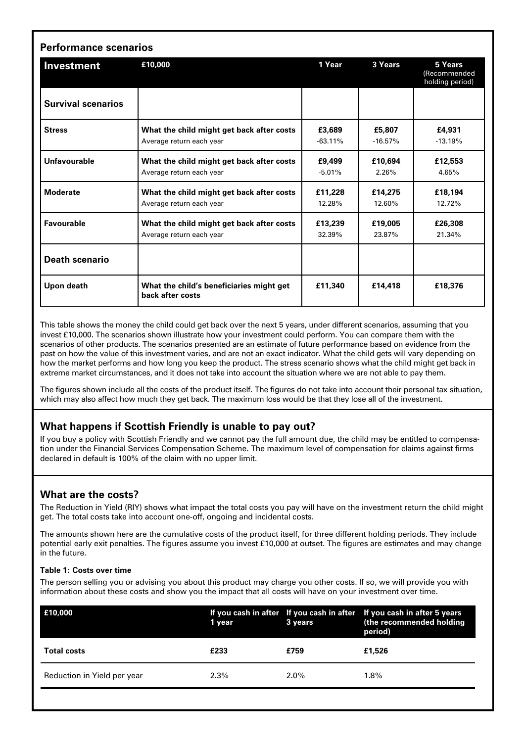## Performance scenarios

| Investment | £10,000 | 1 Year | 3 Years | 5 Years (Recommended holding period) |
|---|---|---|---|---|
| **Survival scenarios** | | | | |
| **Stress** | **What the child might get back after costs** | **£3,689** | **£5,807** | **£4,931** |
| | Average return each year | -63.11% | -16.57% | -13.19% |
| **Unfavourable** | **What the child might get back after costs** | **£9,499** | **£10,694** | **£12,553** |
| | Average return each year | -5.01% | 2.26% | 4.65% |
| **Moderate** | **What the child might get back after costs** | **£11,228** | **£14,275** | **£18,194** |
| | Average return each year | 12.28% | 12.60% | 12.72% |
| **Favourable** | **What the child might get back after costs** | **£13,239** | **£19,005** | **£26,308** |
| | Average return each year | 32.39% | 23.87% | 21.34% |
| **Death scenario** | | | | |
| **Upon death** | **What the child's beneficiaries might get back after costs** | **£11,340** | **£14,418** | **£18,376** |

This table shows the money the child could get back over the next 5 years, under different scenarios, assuming that you invest £10,000. The scenarios shown illustrate how your investment could perform. You can compare them with the scenarios of other products. The scenarios presented are an estimate of future performance based on evidence from the past on how the value of this investment varies, and are not an exact indicator. What the child gets will vary depending on how the market performs and how long you keep the product. The stress scenario shows what the child might get back in extreme market circumstances, and it does not take into account the situation where we are not able to pay them.

The figures shown include all the costs of the product itself. The figures do not take into account their personal tax situation, which may also affect how much they get back. The maximum loss would be that they lose all of the investment.

## What happens if Scottish Friendly is unable to pay out?

If you buy a policy with Scottish Friendly and we cannot pay the full amount due, the child may be entitled to compensation under the Financial Services Compensation Scheme. The maximum level of compensation for claims against firms declared in default is 100% of the claim with no upper limit.

## What are the costs?

The Reduction in Yield (RIY) shows what impact the total costs you pay will have on the investment return the child might get. The total costs take into account one-off, ongoing and incidental costs.

The amounts shown here are the cumulative costs of the product itself, for three different holding periods. They include potential early exit penalties. The figures assume you invest £10,000 at outset. The figures are estimates and may change in the future.

#### Table 1: Costs over time

The person selling you or advising you about this product may charge you other costs. If so, we will provide you with information about these costs and show you the impact that all costs will have on your investment over time.

| £10,000 | If you cash in after 1 year | If you cash in after 3 years | If you cash in after 5 years (the recommended holding period) |
|---|---|---|---|
| **Total costs** | **£233** | **£759** | **£1,526** |
| Reduction in Yield per year | 2.3% | 2.0% | 1.8% |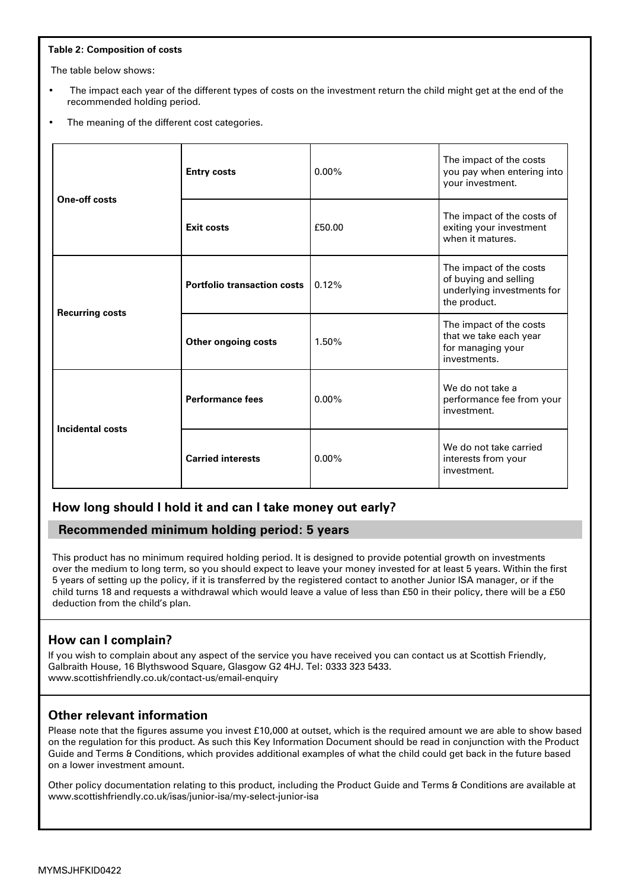**Table 2: Composition of costs**

The table below shows:

- The impact each year of the different types of costs on the investment return the child might get at the end of the recommended holding period.
- The meaning of the different cost categories.

| | | | |
|---|---|---|---|
| **One-off costs** | **Entry costs** | 0.00% | The impact of the costs you pay when entering into your investment. |
| | **Exit costs** | £50.00 | The impact of the costs of exiting your investment when it matures. |
| **Recurring costs** | **Portfolio transaction costs** | 0.12% | The impact of the costs of buying and selling underlying investments for the product. |
| | **Other ongoing costs** | 1.50% | The impact of the costs that we take each year for managing your investments. |
| **Incidental costs** | **Performance fees** | 0.00% | We do not take a performance fee from your investment. |
| | **Carried interests** | 0.00% | We do not take carried interests from your investment. |

## How long should I hold it and can I take money out early?

### Recommended minimum holding period: 5 years

This product has no minimum required holding period. It is designed to provide potential growth on investments over the medium to long term, so you should expect to leave your money invested for at least 5 years. Within the first 5 years of setting up the policy, if it is transferred by the registered contact to another Junior ISA manager, or if the child turns 18 and requests a withdrawal which would leave a value of less than £50 in their policy, there will be a £50 deduction from the child's plan.

## How can I complain?

If you wish to complain about any aspect of the service you have received you can contact us at Scottish Friendly, Galbraith House, 16 Blythswood Square, Glasgow G2 4HJ. Tel: 0333 323 5433.
www.scottishfriendly.co.uk/contact-us/email-enquiry

## Other relevant information

Please note that the figures assume you invest £10,000 at outset, which is the required amount we are able to show based on the regulation for this product. As such this Key Information Document should be read in conjunction with the Product Guide and Terms & Conditions, which provides additional examples of what the child could get back in the future based on a lower investment amount.

Other policy documentation relating to this product, including the Product Guide and Terms & Conditions are available at www.scottishfriendly.co.uk/isas/junior-isa/my-select-junior-isa

MYMSJHFKID0422